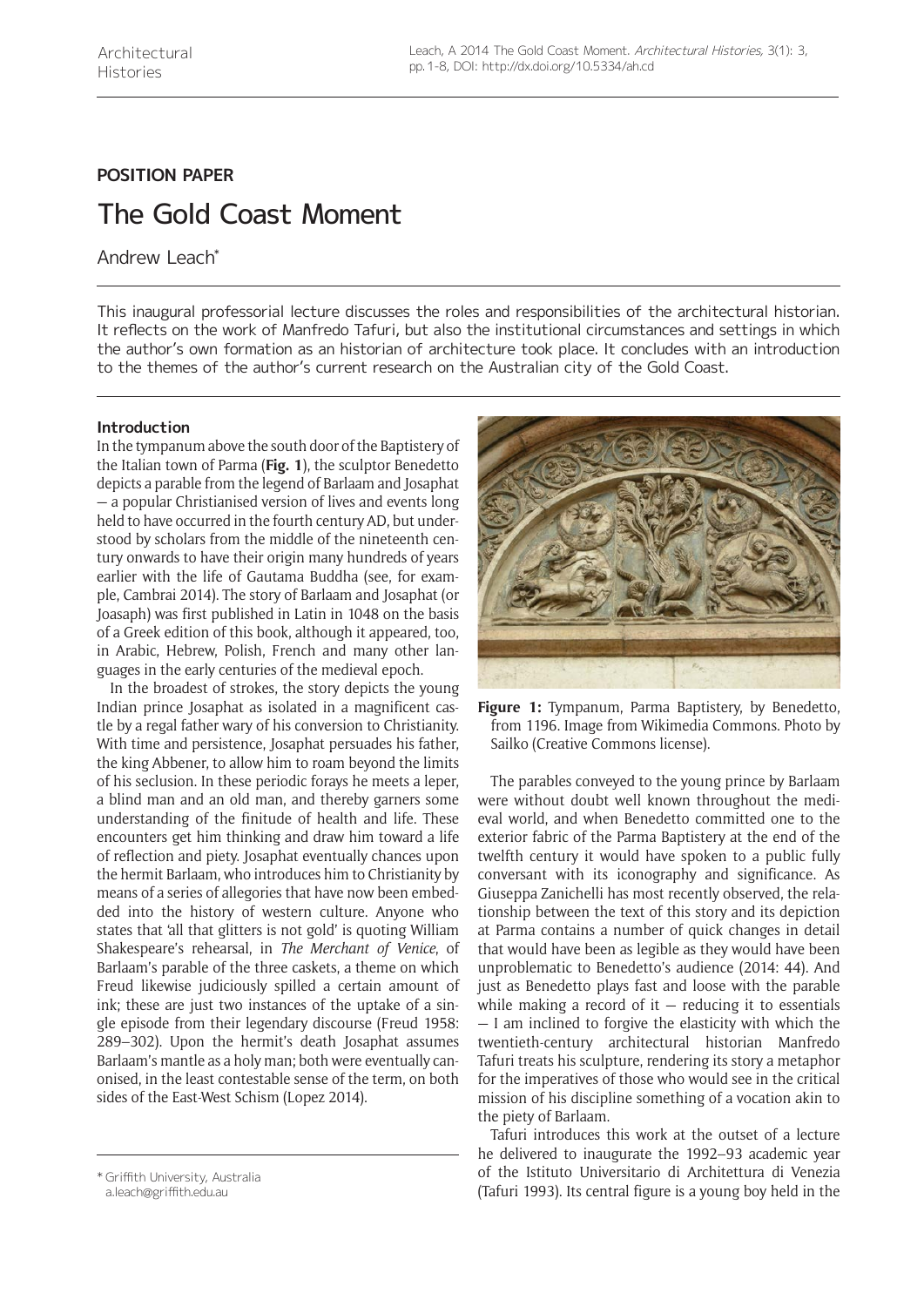## POSITION PAPER

# The Gold Coast Moment

Andrew Leach*

This inaugural professorial lecture discusses the roles and responsibilities of the architectural historian. It reflects on the work of Manfredo Tafuri, but also the institutional circumstances and settings in which the author's own formation as an historian of architecture took place. It concludes with an introduction to the themes of the author's current research on the Australian city of the Gold Coast.

### Introduction

In the tympanum above the south door of the Baptistery of the Italian town of Parma (**Fig. 1**), the sculptor Benedetto depicts a parable from the legend of Barlaam and Josaphat — a popular Christianised version of lives and events long held to have occurred in the fourth century AD, but understood by scholars from the middle of the nineteenth century onwards to have their origin many hundreds of years earlier with the life of Gautama Buddha (see, for example, Cambrai 2014). The story of Barlaam and Josaphat (or Joasaph) was first published in Latin in 1048 on the basis of a Greek edition of this book, although it appeared, too, in Arabic, Hebrew, Polish, French and many other languages in the early centuries of the medieval epoch.

In the broadest of strokes, the story depicts the young Indian prince Josaphat as isolated in a magnificent castle by a regal father wary of his conversion to Christianity. With time and persistence, Josaphat persuades his father, the king Abbener, to allow him to roam beyond the limits of his seclusion. In these periodic forays he meets a leper, a blind man and an old man, and thereby garners some understanding of the finitude of health and life. These encounters get him thinking and draw him toward a life of reflection and piety. Josaphat eventually chances upon the hermit Barlaam, who introduces him to Christianity by means of a series of allegories that have now been embedded into the history of western culture. Anyone who states that 'all that glitters is not gold' is quoting William Shakespeare's rehearsal, in *The Merchant of Venice*, of Barlaam's parable of the three caskets, a theme on which Freud likewise judiciously spilled a certain amount of ink; these are just two instances of the uptake of a single episode from their legendary discourse (Freud 1958: 289–302). Upon the hermit's death Josaphat assumes Barlaam's mantle as a holy man; both were eventually canonised, in the least contestable sense of the term, on both sides of the East-West Schism (Lopez 2014).

**Figure 1:** Tympanum, Parma Baptistery, by Benedetto, from 1196. Image from Wikimedia Commons. Photo by Sailko (Creative Commons license).

The parables conveyed to the young prince by Barlaam were without doubt well known throughout the medieval world, and when Benedetto committed one to the exterior fabric of the Parma Baptistery at the end of the twelfth century it would have spoken to a public fully conversant with its iconography and significance. As Giuseppa Zanichelli has most recently observed, the relationship between the text of this story and its depiction at Parma contains a number of quick changes in detail that would have been as legible as they would have been unproblematic to Benedetto's audience (2014: 44). And just as Benedetto plays fast and loose with the parable while making a record of it — reducing it to essentials — I am inclined to forgive the elasticity with which the twentieth-century architectural historian Manfredo Tafuri treats his sculpture, rendering its story a metaphor for the imperatives of those who would see in the critical mission of his discipline something of a vocation akin to the piety of Barlaam.

Tafuri introduces this work at the outset of a lecture he delivered to inaugurate the 1992–93 academic year of the Istituto Universitario di Architettura di Venezia (Tafuri 1993). Its central figure is a young boy held in the

* Griffith University, Australia
a.leach@griffith.edu.au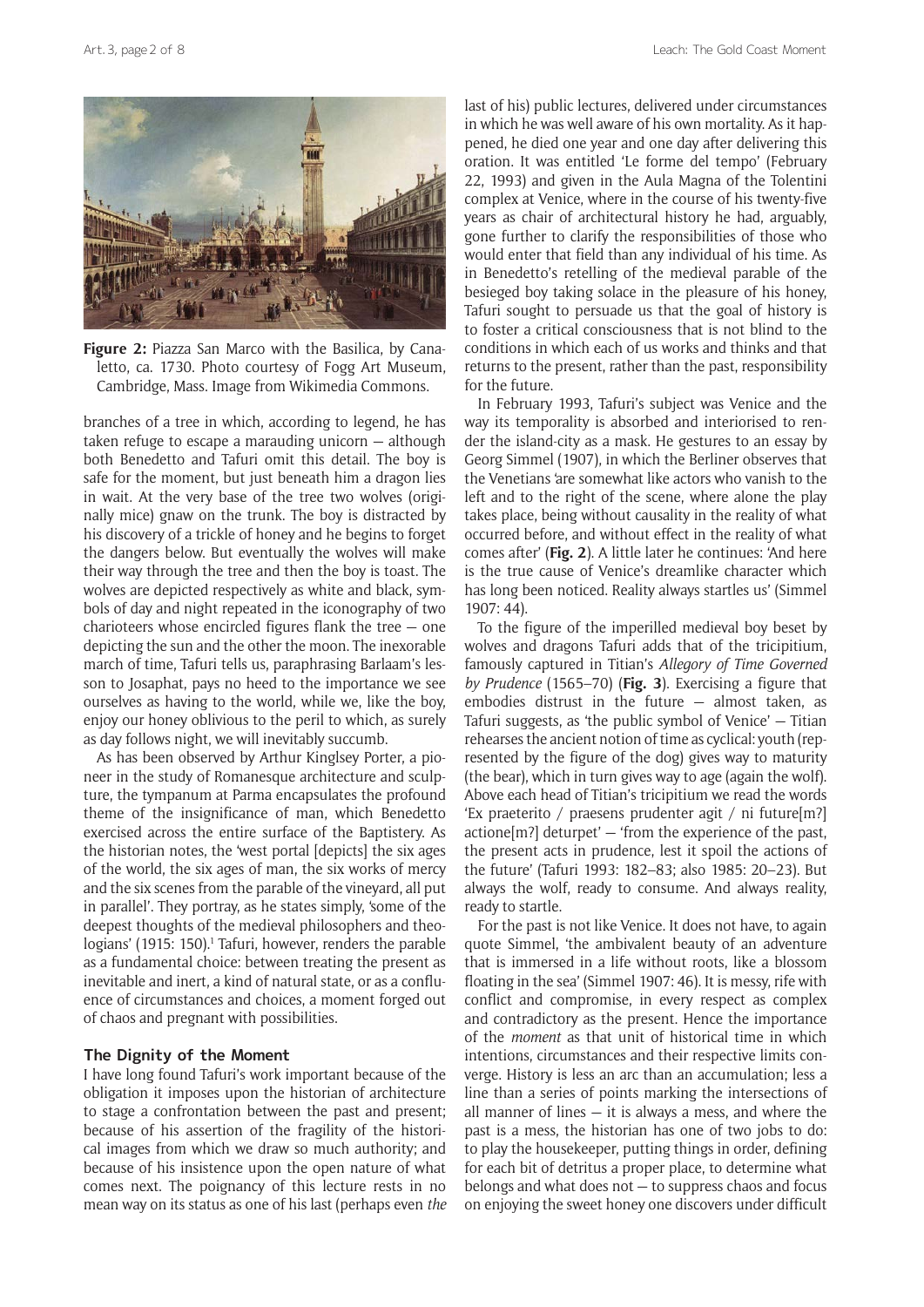**Figure 2:** Piazza San Marco with the Basilica, by Canaletto, ca. 1730. Photo courtesy of Fogg Art Museum, Cambridge, Mass. Image from Wikimedia Commons.

branches of a tree in which, according to legend, he has taken refuge to escape a marauding unicorn — although both Benedetto and Tafuri omit this detail. The boy is safe for the moment, but just beneath him a dragon lies in wait. At the very base of the tree two wolves (originally mice) gnaw on the trunk. The boy is distracted by his discovery of a trickle of honey and he begins to forget the dangers below. But eventually the wolves will make their way through the tree and then the boy is toast. The wolves are depicted respectively as white and black, symbols of day and night repeated in the iconography of two charioteers whose encircled figures flank the tree — one depicting the sun and the other the moon. The inexorable march of time, Tafuri tells us, paraphrasing Barlaam's lesson to Josaphat, pays no heed to the importance we see ourselves as having to the world, while we, like the boy, enjoy our honey oblivious to the peril to which, as surely as day follows night, we will inevitably succumb.

As has been observed by Arthur Kingsley Porter, a pioneer in the study of Romanesque architecture and sculpture, the tympanum at Parma encapsulates the profound theme of the insignificance of man, which Benedetto exercised across the entire surface of the Baptistery. As the historian notes, the 'west portal [depicts] the six ages of the world, the six ages of man, the six works of mercy and the six scenes from the parable of the vineyard, all put in parallel'. They portray, as he states simply, 'some of the deepest thoughts of the medieval philosophers and theologians' (1915: 150).[1] Tafuri, however, renders the parable as a fundamental choice: between treating the present as inevitable and inert, a kind of natural state, or as a confluence of circumstances and choices, a moment forged out of chaos and pregnant with possibilities.

## The Dignity of the Moment

I have long found Tafuri's work important because of the obligation it imposes upon the historian of architecture to stage a confrontation between the past and present; because of his assertion of the fragility of the historical images from which we draw so much authority; and because of his insistence upon the open nature of what comes next. The poignancy of this lecture rests in no mean way on its status as one of his last (perhaps even *the* last of his) public lectures, delivered under circumstances in which he was well aware of his own mortality. As it happened, he died one year and one day after delivering this oration. It was entitled 'Le forme del tempo' (February 22, 1993) and given in the Aula Magna of the Tolentini complex at Venice, where in the course of his twenty-five years as chair of architectural history he had, arguably, gone further to clarify the responsibilities of those who would enter that field than any individual of his time. As in Benedetto's retelling of the medieval parable of the besieged boy taking solace in the pleasure of his honey, Tafuri sought to persuade us that the goal of history is to foster a critical consciousness that is not blind to the conditions in which each of us works and thinks and that returns to the present, rather than the past, responsibility for the future.

In February 1993, Tafuri's subject was Venice and the way its temporality is absorbed and interiorised to render the island-city as a mask. He gestures to an essay by Georg Simmel (1907), in which the Berliner observes that the Venetians 'are somewhat like actors who vanish to the left and to the right of the scene, where alone the play takes place, being without causality in the reality of what occurred before, and without effect in the reality of what comes after' (**Fig. 2**). A little later he continues: 'And here is the true cause of Venice's dreamlike character which has long been noticed. Reality always startles us' (Simmel 1907: 44).

To the figure of the imperilled medieval boy beset by wolves and dragons Tafuri adds that of the tricipitium, famously captured in Titian's *Allegory of Time Governed by Prudence* (1565–70) (**Fig. 3**). Exercising a figure that embodies distrust in the future — almost taken, as Tafuri suggests, as 'the public symbol of Venice' — Titian rehearses the ancient notion of time as cyclical: youth (represented by the figure of the dog) gives way to maturity (the bear), which in turn gives way to age (again the wolf). Above each head of Titian's tricipitium we read the words 'Ex praeterito / praesens prudenter agit / ni future[m?] actione[m?] deturpet' — 'from the experience of the past, the present acts in prudence, lest it spoil the actions of the future' (Tafuri 1993: 182–83; also 1985: 20–23). But always the wolf, ready to consume. And always reality, ready to startle.

For the past is not like Venice. It does not have, to again quote Simmel, 'the ambivalent beauty of an adventure that is immersed in a life without roots, like a blossom floating in the sea' (Simmel 1907: 46). It is messy, rife with conflict and compromise, in every respect as complex and contradictory as the present. Hence the importance of the *moment* as that unit of historical time in which intentions, circumstances and their respective limits converge. History is less an arc than an accumulation; less a line than a series of points marking the intersections of all manner of lines — it is always a mess, and where the past is a mess, the historian has one of two jobs to do: to play the housekeeper, putting things in order, defining for each bit of detritus a proper place, to determine what belongs and what does not — to suppress chaos and focus on enjoying the sweet honey one discovers under difficult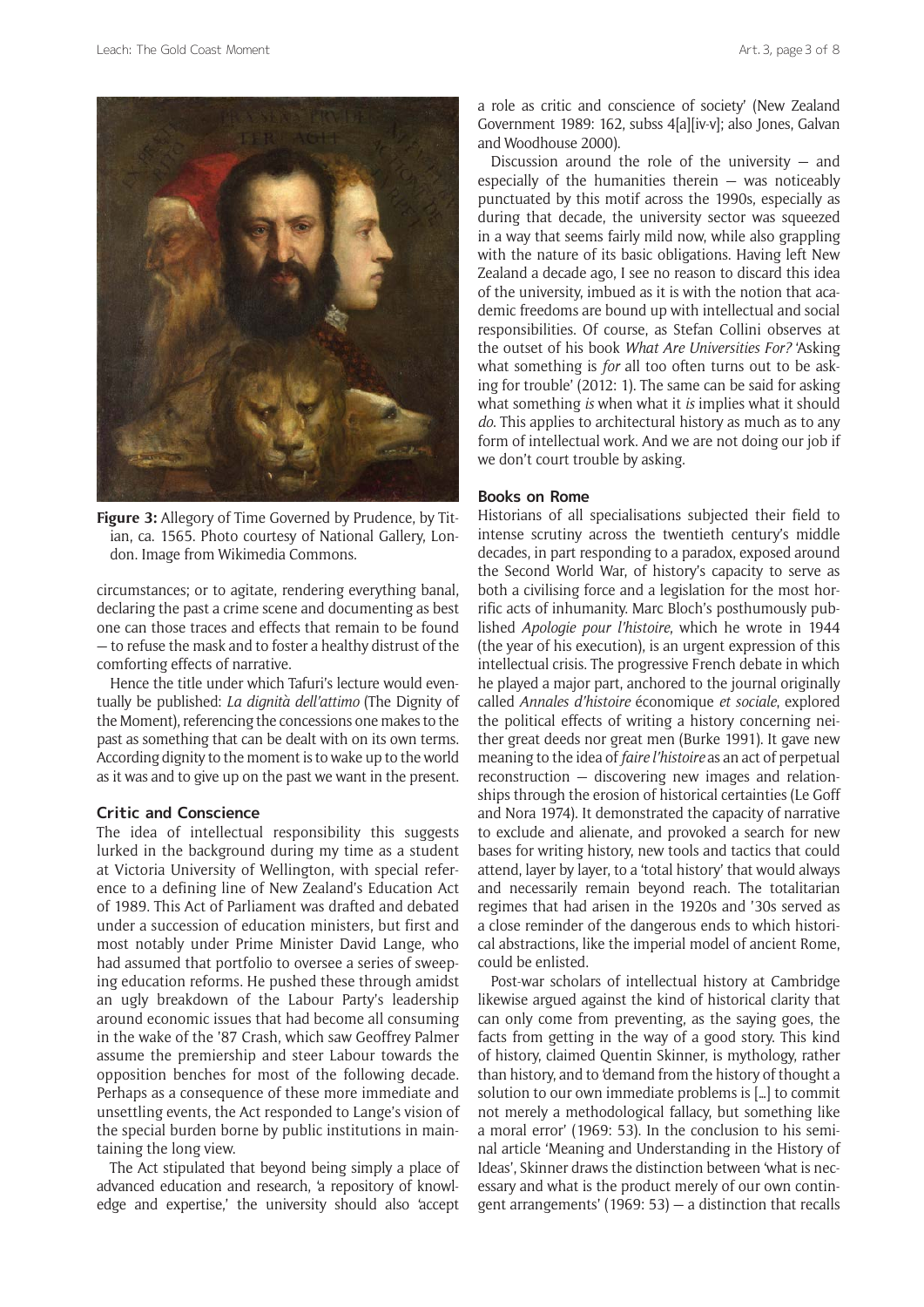**Figure 3:** Allegory of Time Governed by Prudence, by Titian, ca. 1565. Photo courtesy of National Gallery, London. Image from Wikimedia Commons.

circumstances; or to agitate, rendering everything banal, declaring the past a crime scene and documenting as best one can those traces and effects that remain to be found — to refuse the mask and to foster a healthy distrust of the comforting effects of narrative.

Hence the title under which Tafuri's lecture would eventually be published: *La dignità dell'attimo* (The Dignity of the Moment), referencing the concessions one makes to the past as something that can be dealt with on its own terms. According dignity to the moment is to wake up to the world as it was and to give up on the past we want in the present.

## Critic and Conscience

The idea of intellectual responsibility this suggests lurked in the background during my time as a student at Victoria University of Wellington, with special reference to a defining line of New Zealand's Education Act of 1989. This Act of Parliament was drafted and debated under a succession of education ministers, but first and most notably under Prime Minister David Lange, who had assumed that portfolio to oversee a series of sweeping education reforms. He pushed these through amidst an ugly breakdown of the Labour Party's leadership around economic issues that had become all consuming in the wake of the '87 Crash, which saw Geoffrey Palmer assume the premiership and steer Labour towards the opposition benches for most of the following decade. Perhaps as a consequence of these more immediate and unsettling events, the Act responded to Lange's vision of the special burden borne by public institutions in maintaining the long view.

The Act stipulated that beyond being simply a place of advanced education and research, 'a repository of knowledge and expertise,' the university should also 'accept a role as critic and conscience of society' (New Zealand Government 1989: 162, subss 4[a][iv-v]; also Jones, Galvan and Woodhouse 2000).

Discussion around the role of the university — and especially of the humanities therein — was noticeably punctuated by this motif across the 1990s, especially as during that decade, the university sector was squeezed in a way that seems fairly mild now, while also grappling with the nature of its basic obligations. Having left New Zealand a decade ago, I see no reason to discard this idea of the university, imbued as it is with the notion that academic freedoms are bound up with intellectual and social responsibilities. Of course, as Stefan Collini observes at the outset of his book *What Are Universities For?* 'Asking what something is *for* all too often turns out to be asking for trouble' (2012: 1). The same can be said for asking what something *is* when what it *is* implies what it should *do*. This applies to architectural history as much as to any form of intellectual work. And we are not doing our job if we don't court trouble by asking.

## Books on Rome

Historians of all specialisations subjected their field to intense scrutiny across the twentieth century's middle decades, in part responding to a paradox, exposed around the Second World War, of history's capacity to serve as both a civilising force and a legislation for the most horrific acts of inhumanity. Marc Bloch's posthumously published *Apologie pour l'histoire*, which he wrote in 1944 (the year of his execution), is an urgent expression of this intellectual crisis. The progressive French debate in which he played a major part, anchored to the journal originally called *Annales d'histoire* économique *et sociale*, explored the political effects of writing a history concerning neither great deeds nor great men (Burke 1991). It gave new meaning to the idea of *faire l'histoire* as an act of perpetual reconstruction — discovering new images and relationships through the erosion of historical certainties (Le Goff and Nora 1974). It demonstrated the capacity of narrative to exclude and alienate, and provoked a search for new bases for writing history, new tools and tactics that could attend, layer by layer, to a 'total history' that would always and necessarily remain beyond reach. The totalitarian regimes that had arisen in the 1920s and '30s served as a close reminder of the dangerous ends to which historical abstractions, like the imperial model of ancient Rome, could be enlisted.

Post-war scholars of intellectual history at Cambridge likewise argued against the kind of historical clarity that can only come from preventing, as the saying goes, the facts from getting in the way of a good story. This kind of history, claimed Quentin Skinner, is mythology, rather than history, and to 'demand from the history of thought a solution to our own immediate problems is […] to commit not merely a methodological fallacy, but something like a moral error' (1969: 53). In the conclusion to his seminal article 'Meaning and Understanding in the History of Ideas', Skinner draws the distinction between 'what is necessary and what is the product merely of our own contingent arrangements' (1969: 53) — a distinction that recalls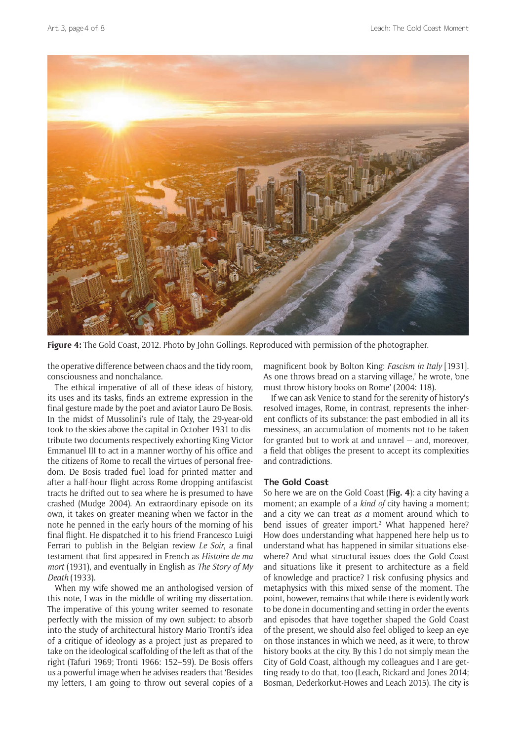**Figure 4:** The Gold Coast, 2012. Photo by John Gollings. Reproduced with permission of the photographer.

the operative difference between chaos and the tidy room, consciousness and nonchalance.

The ethical imperative of all of these ideas of history, its uses and its tasks, finds an extreme expression in the final gesture made by the poet and aviator Lauro De Bosis. In the midst of Mussolini's rule of Italy, the 29-year-old took to the skies above the capital in October 1931 to distribute two documents respectively exhorting King Victor Emmanuel III to act in a manner worthy of his office and the citizens of Rome to recall the virtues of personal freedom. De Bosis traded fuel load for printed matter and after a half-hour flight across Rome dropping antifascist tracts he drifted out to sea where he is presumed to have crashed (Mudge 2004). An extraordinary episode on its own, it takes on greater meaning when we factor in the note he penned in the early hours of the morning of his final flight. He dispatched it to his friend Francesco Luigi Ferrari to publish in the Belgian review *Le Soir*, a final testament that first appeared in French as *Histoire de ma mort* (1931), and eventually in English as *The Story of My Death* (1933).

When my wife showed me an anthologised version of this note, I was in the middle of writing my dissertation. The imperative of this young writer seemed to resonate perfectly with the mission of my own subject: to absorb into the study of architectural history Mario Tronti's idea of a critique of ideology as a project just as prepared to take on the ideological scaffolding of the left as that of the right (Tafuri 1969; Tronti 1966: 152–59). De Bosis offers us a powerful image when he advises readers that 'Besides my letters, I am going to throw out several copies of a magnificent book by Bolton King: *Fascism in Italy* [1931]. As one throws bread on a starving village,' he wrote, 'one must throw history books on Rome' (2004: 118).

If we can ask Venice to stand for the serenity of history's resolved images, Rome, in contrast, represents the inherent conflicts of its substance: the past embodied in all its messiness, an accumulation of moments not to be taken for granted but to work at and unravel — and, moreover, a field that obliges the present to accept its complexities and contradictions.

### The Gold Coast

So here we are on the Gold Coast (**Fig. 4**): a city having a moment; an example of a *kind of* city having a moment; and a city we can treat *as a* moment around which to bend issues of greater import.[2] What happened here? How does understanding what happened here help us to understand what has happened in similar situations elsewhere? And what structural issues does the Gold Coast and situations like it present to architecture as a field of knowledge and practice? I risk confusing physics and metaphysics with this mixed sense of the moment. The point, however, remains that while there is evidently work to be done in documenting and setting in order the events and episodes that have together shaped the Gold Coast of the present, we should also feel obliged to keep an eye on those instances in which we need, as it were, to throw history books at the city. By this I do not simply mean the City of Gold Coast, although my colleagues and I are getting ready to do that, too (Leach, Rickard and Jones 2014; Bosman, Dederkorkut-Howes and Leach 2015). The city is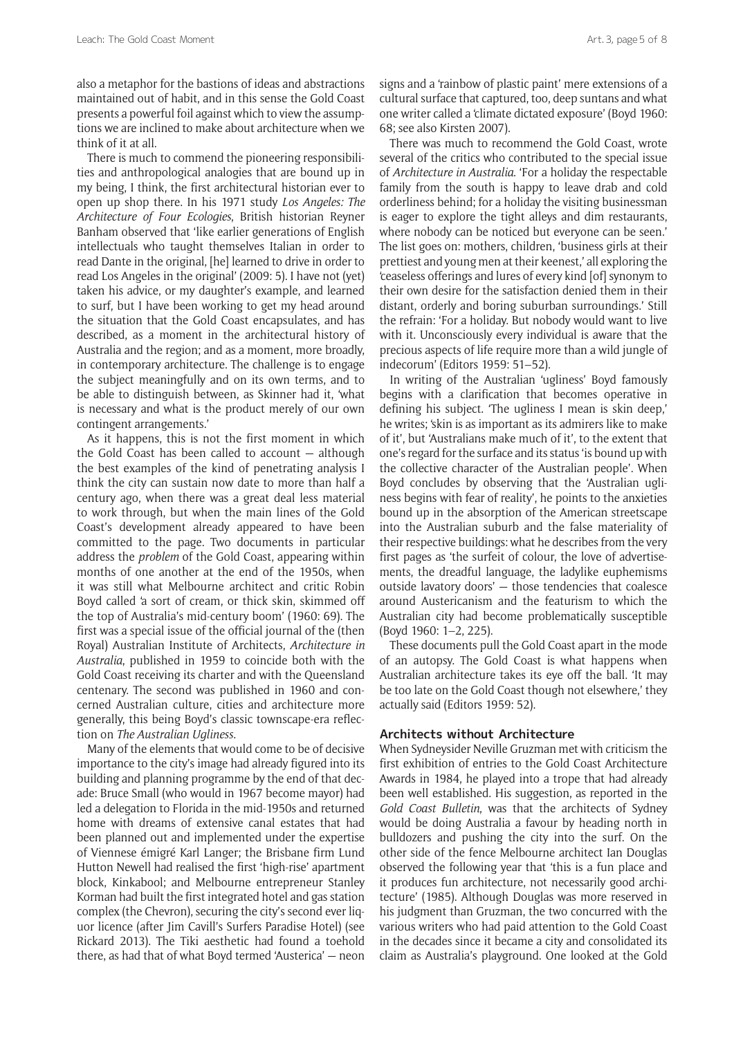also a metaphor for the bastions of ideas and abstractions maintained out of habit, and in this sense the Gold Coast presents a powerful foil against which to view the assumptions we are inclined to make about architecture when we think of it at all.

There is much to commend the pioneering responsibilities and anthropological analogies that are bound up in my being, I think, the first architectural historian ever to open up shop there. In his 1971 study *Los Angeles: The Architecture of Four Ecologies*, British historian Reyner Banham observed that 'like earlier generations of English intellectuals who taught themselves Italian in order to read Dante in the original, [he] learned to drive in order to read Los Angeles in the original' (2009: 5). I have not (yet) taken his advice, or my daughter's example, and learned to surf, but I have been working to get my head around the situation that the Gold Coast encapsulates, and has described, as a moment in the architectural history of Australia and the region; and as a moment, more broadly, in contemporary architecture. The challenge is to engage the subject meaningfully and on its own terms, and to be able to distinguish between, as Skinner had it, 'what is necessary and what is the product merely of our own contingent arrangements.'

As it happens, this is not the first moment in which the Gold Coast has been called to account — although the best examples of the kind of penetrating analysis I think the city can sustain now date to more than half a century ago, when there was a great deal less material to work through, but when the main lines of the Gold Coast's development already appeared to have been committed to the page. Two documents in particular address the *problem* of the Gold Coast, appearing within months of one another at the end of the 1950s, when it was still what Melbourne architect and critic Robin Boyd called 'a sort of cream, or thick skin, skimmed off the top of Australia's mid-century boom' (1960: 69). The first was a special issue of the official journal of the (then Royal) Australian Institute of Architects, *Architecture in Australia*, published in 1959 to coincide both with the Gold Coast receiving its charter and with the Queensland centenary. The second was published in 1960 and concerned Australian culture, cities and architecture more generally, this being Boyd's classic townscape-era reflection on *The Australian Ugliness*.

Many of the elements that would come to be of decisive importance to the city's image had already figured into its building and planning programme by the end of that decade: Bruce Small (who would in 1967 become mayor) had led a delegation to Florida in the mid-1950s and returned home with dreams of extensive canal estates that had been planned out and implemented under the expertise of Viennese émigré Karl Langer; the Brisbane firm Lund Hutton Newell had realised the first 'high-rise' apartment block, Kinkabool; and Melbourne entrepreneur Stanley Korman had built the first integrated hotel and gas station complex (the Chevron), securing the city's second ever liquor licence (after Jim Cavill's Surfers Paradise Hotel) (see Rickard 2013). The Tiki aesthetic had found a toehold there, as had that of what Boyd termed 'Austerica' — neon signs and a 'rainbow of plastic paint' mere extensions of a cultural surface that captured, too, deep suntans and what one writer called a 'climate dictated exposure' (Boyd 1960: 68; see also Kirsten 2007).

There was much to recommend the Gold Coast, wrote several of the critics who contributed to the special issue of *Architecture in Australia*. 'For a holiday the respectable family from the south is happy to leave drab and cold orderliness behind; for a holiday the visiting businessman is eager to explore the tight alleys and dim restaurants, where nobody can be noticed but everyone can be seen.' The list goes on: mothers, children, 'business girls at their prettiest and young men at their keenest,' all exploring the 'ceaseless offerings and lures of every kind [of] synonym to their own desire for the satisfaction denied them in their distant, orderly and boring suburban surroundings.' Still the refrain: 'For a holiday. But nobody would want to live with it. Unconsciously every individual is aware that the precious aspects of life require more than a wild jungle of indecorum' (Editors 1959: 51–52).

In writing of the Australian 'ugliness' Boyd famously begins with a clarification that becomes operative in defining his subject. 'The ugliness I mean is skin deep,' he writes; 'skin is as important as its admirers like to make of it', but 'Australians make much of it', to the extent that one's regard for the surface and its status 'is bound up with the collective character of the Australian people'. When Boyd concludes by observing that the 'Australian ugliness begins with fear of reality', he points to the anxieties bound up in the absorption of the American streetscape into the Australian suburb and the false materiality of their respective buildings: what he describes from the very first pages as 'the surfeit of colour, the love of advertisements, the dreadful language, the ladylike euphemisms outside lavatory doors' — those tendencies that coalesce around Austericanism and the featurism to which the Australian city had become problematically susceptible (Boyd 1960: 1–2, 225).

These documents pull the Gold Coast apart in the mode of an autopsy. The Gold Coast is what happens when Australian architecture takes its eye off the ball. 'It may be too late on the Gold Coast though not elsewhere,' they actually said (Editors 1959: 52).

## Architects without Architecture

When Sydneysider Neville Gruzman met with criticism the first exhibition of entries to the Gold Coast Architecture Awards in 1984, he played into a trope that had already been well established. His suggestion, as reported in the *Gold Coast Bulletin*, was that the architects of Sydney would be doing Australia a favour by heading north in bulldozers and pushing the city into the surf. On the other side of the fence Melbourne architect Ian Douglas observed the following year that 'this is a fun place and it produces fun architecture, not necessarily good architecture' (1985). Although Douglas was more reserved in his judgment than Gruzman, the two concurred with the various writers who had paid attention to the Gold Coast in the decades since it became a city and consolidated its claim as Australia's playground. One looked at the Gold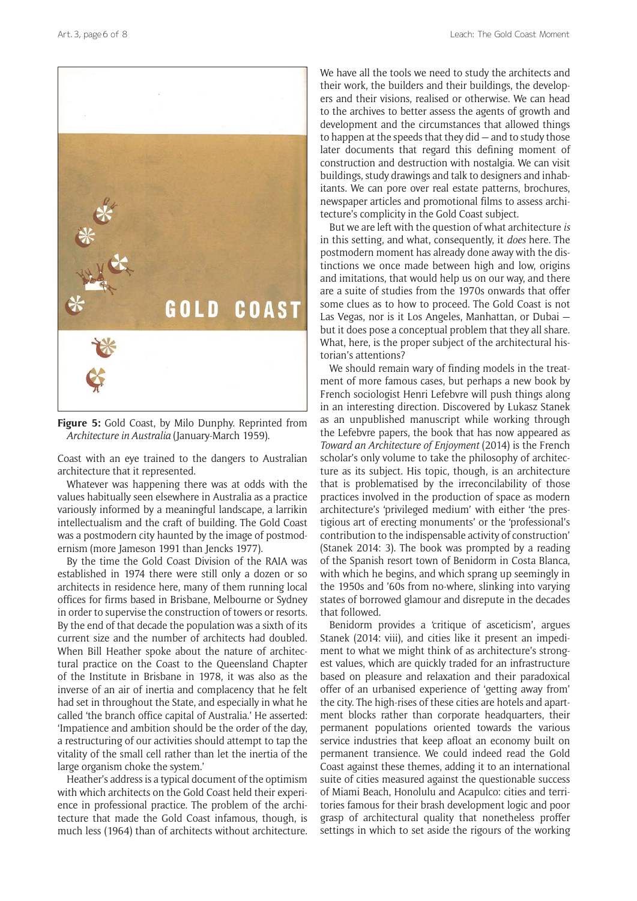**Figure 5:** Gold Coast, by Milo Dunphy. Reprinted from *Architecture in Australia* (January-March 1959).

Coast with an eye trained to the dangers to Australian architecture that it represented.

Whatever was happening there was at odds with the values habitually seen elsewhere in Australia as a practice variously informed by a meaningful landscape, a larrikin intellectualism and the craft of building. The Gold Coast was a postmodern city haunted by the image of postmodernism (more Jameson 1991 than Jencks 1977).

By the time the Gold Coast Division of the RAIA was established in 1974 there were still only a dozen or so architects in residence here, many of them running local offices for firms based in Brisbane, Melbourne or Sydney in order to supervise the construction of towers or resorts. By the end of that decade the population was a sixth of its current size and the number of architects had doubled. When Bill Heather spoke about the nature of architectural practice on the Coast to the Queensland Chapter of the Institute in Brisbane in 1978, it was also as the inverse of an air of inertia and complacency that he felt had set in throughout the State, and especially in what he called 'the branch office capital of Australia.' He asserted: 'Impatience and ambition should be the order of the day, a restructuring of our activities should attempt to tap the vitality of the small cell rather than let the inertia of the large organism choke the system.'

Heather's address is a typical document of the optimism with which architects on the Gold Coast held their experience in professional practice. The problem of the architecture that made the Gold Coast infamous, though, is much less (1964) than of architects without architecture. We have all the tools we need to study the architects and their work, the builders and their buildings, the developers and their visions, realised or otherwise. We can head to the archives to better assess the agents of growth and development and the circumstances that allowed things to happen at the speeds that they did — and to study those later documents that regard this defining moment of construction and destruction with nostalgia. We can visit buildings, study drawings and talk to designers and inhabitants. We can pore over real estate patterns, brochures, newspaper articles and promotional films to assess architecture's complicity in the Gold Coast subject.

But we are left with the question of what architecture *is* in this setting, and what, consequently, it *does* here. The postmodern moment has already done away with the distinctions we once made between high and low, origins and imitations, that would help us on our way, and there are a suite of studies from the 1970s onwards that offer some clues as to how to proceed. The Gold Coast is not Las Vegas, nor is it Los Angeles, Manhattan, or Dubai — but it does pose a conceptual problem that they all share. What, here, is the proper subject of the architectural historian's attentions?

We should remain wary of finding models in the treatment of more famous cases, but perhaps a new book by French sociologist Henri Lefebvre will push things along in an interesting direction. Discovered by Łukasz Stanek as an unpublished manuscript while working through the Lefebvre papers, the book that has now appeared as *Toward an Architecture of Enjoyment* (2014) is the French scholar's only volume to take the philosophy of architecture as its subject. His topic, though, is an architecture that is problematised by the irreconcilability of those practices involved in the production of space as modern architecture's 'privileged medium' with either 'the prestigious art of erecting monuments' or the 'professional's contribution to the indispensable activity of construction' (Stanek 2014: 3). The book was prompted by a reading of the Spanish resort town of Benidorm in Costa Blanca, with which he begins, and which sprang up seemingly in the 1950s and '60s from no-where, slinking into varying states of borrowed glamour and disrepute in the decades that followed.

Benidorm provides a 'critique of asceticism', argues Stanek (2014: viii), and cities like it present an impediment to what we might think of as architecture's strongest values, which are quickly traded for an infrastructure based on pleasure and relaxation and their paradoxical offer of an urbanised experience of 'getting away from' the city. The high-rises of these cities are hotels and apartment blocks rather than corporate headquarters, their permanent populations oriented towards the various service industries that keep afloat an economy built on permanent transience. We could indeed read the Gold Coast against these themes, adding it to an international suite of cities measured against the questionable success of Miami Beach, Honolulu and Acapulco: cities and territories famous for their brash development logic and poor grasp of architectural quality that nonetheless proffer settings in which to set aside the rigours of the working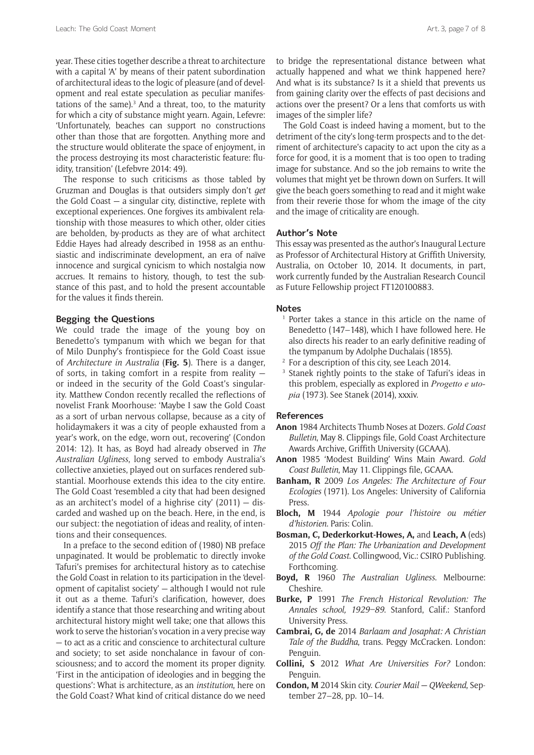year. These cities together describe a threat to architecture with a capital 'A' by means of their patent subordination of architectural ideas to the logic of pleasure (and of development and real estate speculation as peculiar manifestations of the same).[3] And a threat, too, to the maturity for which a city of substance might yearn. Again, Lefevre: 'Unfortunately, beaches can support no constructions other than those that are forgotten. Anything more and the structure would obliterate the space of enjoyment, in the process destroying its most characteristic feature: fluidity, transition' (Lefebvre 2014: 49).

The response to such criticisms as those tabled by Gruzman and Douglas is that outsiders simply don't *get* the Gold Coast — a singular city, distinctive, replete with exceptional experiences. One forgives its ambivalent relationship with those measures to which other, older cities are beholden, by-products as they are of what architect Eddie Hayes had already described in 1958 as an enthusiastic and indiscriminate development, an era of naïve innocence and surgical cynicism to which nostalgia now accrues. It remains to history, though, to test the substance of this past, and to hold the present accountable for the values it finds therein.

## Begging the Questions

We could trade the image of the young boy on Benedetto's tympanum with which we began for that of Milo Dunphy's frontispiece for the Gold Coast issue of *Architecture in Australia* (**Fig. 5**). There is a danger, of sorts, in taking comfort in a respite from reality — or indeed in the security of the Gold Coast's singularity. Matthew Condon recently recalled the reflections of novelist Frank Moorhouse: 'Maybe I saw the Gold Coast as a sort of urban nervous collapse, because as a city of holidaymakers it was a city of people exhausted from a year's work, on the edge, worn out, recovering' (Condon 2014: 12). It has, as Boyd had already observed in *The Australian Ugliness*, long served to embody Australia's collective anxieties, played out on surfaces rendered substantial. Moorhouse extends this idea to the city entire. The Gold Coast 'resembled a city that had been designed as an architect's model of a highrise city' (2011) — discarded and washed up on the beach. Here, in the end, is our subject: the negotiation of ideas and reality, of intentions and their consequences.

In a preface to the second edition of (1980) NB preface unpaginated. It would be problematic to directly invoke Tafuri's premises for architectural history as to catechise the Gold Coast in relation to its participation in the 'development of capitalist society' — although I would not rule it out as a theme. Tafuri's clarification, however, does identify a stance that those researching and writing about architectural history might well take; one that allows this work to serve the historian's vocation in a very precise way — to act as a critic and conscience to architectural culture and society; to set aside nonchalance in favour of consciousness; and to accord the moment its proper dignity. 'First in the anticipation of ideologies and in begging the questions': What is architecture, as an *institution*, here on the Gold Coast? What kind of critical distance do we need to bridge the representational distance between what actually happened and what we think happened here? And what is its substance? Is it a shield that prevents us from gaining clarity over the effects of past decisions and actions over the present? Or a lens that comforts us with images of the simpler life?

The Gold Coast is indeed having a moment, but to the detriment of the city's long-term prospects and to the detriment of architecture's capacity to act upon the city as a force for good, it is a moment that is too open to trading image for substance. And so the job remains to write the volumes that might yet be thrown down on Surfers. It will give the beach goers something to read and it might wake from their reverie those for whom the image of the city and the image of criticality are enough.

## Author's Note

This essay was presented as the author's Inaugural Lecture as Professor of Architectural History at Griffith University, Australia, on October 10, 2014. It documents, in part, work currently funded by the Australian Research Council as Future Fellowship project FT120100883.

## Notes

1. Porter takes a stance in this article on the name of Benedetto (147–148), which I have followed here. He also directs his reader to an early definitive reading of the tympanum by Adolphe Duchalais (1855).
2. For a description of this city, see Leach 2014.
3. Stanek rightly points to the stake of Tafuri's ideas in this problem, especially as explored in *Progetto e utopia* (1973). See Stanek (2014), xxxiv.

## References

**Anon** 1984 Architects Thumb Noses at Dozers. *Gold Coast Bulletin*, May 8. Clippings file, Gold Coast Architecture Awards Archive, Griffith University (GCAAA).

**Anon** 1985 'Modest Building' Wins Main Award. *Gold Coast Bulletin*, May 11. Clippings file, GCAAA.

**Banham, R** 2009 *Los Angeles: The Architecture of Four Ecologies* (1971). Los Angeles: University of California Press.

**Bloch, M** 1944 *Apologie pour l'histoire ou métier d'historien*. Paris: Colin.

**Bosman, C, Dederkorkut-Howes, A,** and **Leach, A** (eds) 2015 *Off the Plan: The Urbanization and Development of the Gold Coast*. Collingwood, Vic.: CSIRO Publishing. Forthcoming.

**Boyd, R** 1960 *The Australian Ugliness*. Melbourne: Cheshire.

**Burke, P** 1991 *The French Historical Revolution: The Annales school, 1929–89*. Stanford, Calif.: Stanford University Press.

**Cambrai, G, de** 2014 *Barlaam and Josaphat: A Christian Tale of the Buddha*, trans. Peggy McCracken. London: Penguin.

**Collini, S** 2012 *What Are Universities For?* London: Penguin.

**Condon, M** 2014 Skin city. *Courier Mail — QWeekend*, September 27–28, pp. 10–14.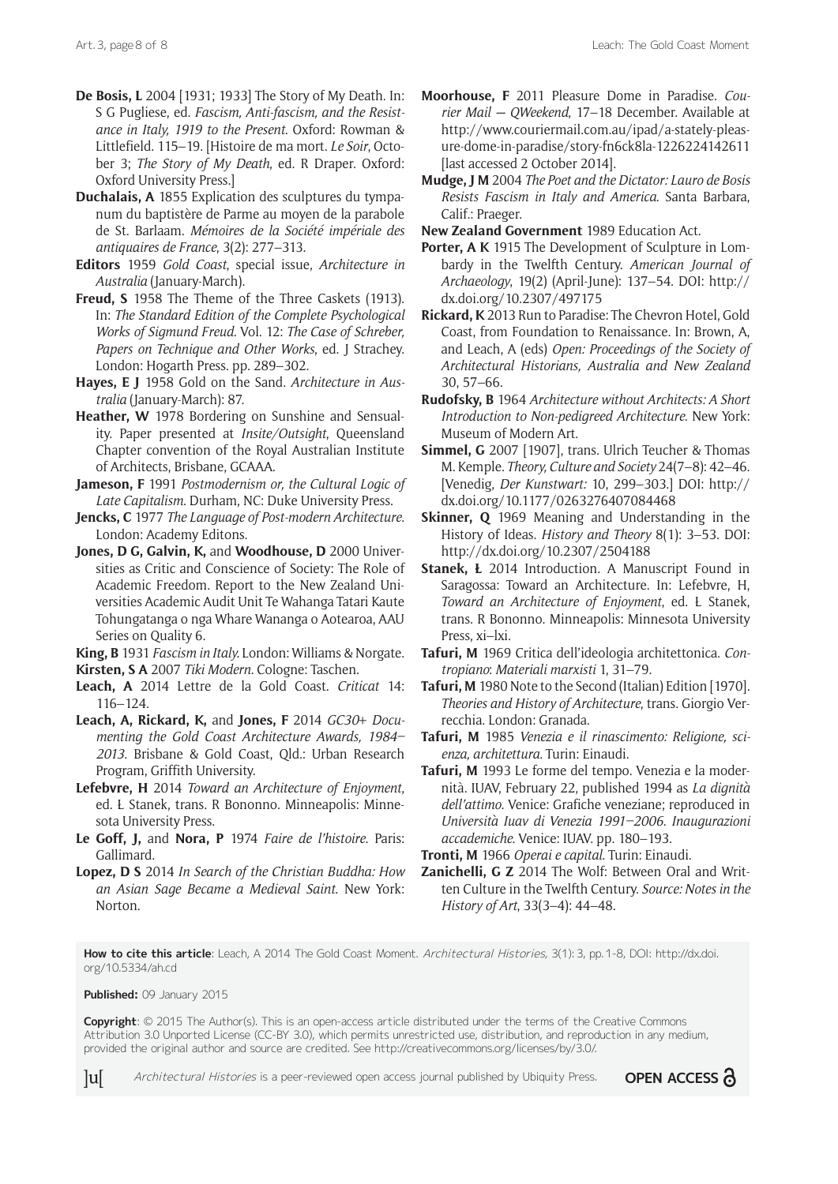**De Bosis, L** 2004 [1931; 1933] The Story of My Death. In: S G Pugliese, ed. *Fascism, Anti-fascism, and the Resistance in Italy, 1919 to the Present*. Oxford: Rowman & Littlefield. 115–19. [Histoire de ma mort. *Le Soir*, October 3; *The Story of My Death*, ed. R Draper. Oxford: Oxford University Press.]

**Duchalais, A** 1855 Explication des sculptures du tympanum du baptistère de Parme au moyen de la parabole de St. Barlaam. *Mémoires de la Société impériale des antiquaires de France*, 3(2): 277–313.

**Editors** 1959 *Gold Coast*, special issue, *Architecture in Australia* (January-March).

**Freud, S** 1958 The Theme of the Three Caskets (1913). In: *The Standard Edition of the Complete Psychological Works of Sigmund Freud*. Vol. 12: *The Case of Schreber, Papers on Technique and Other Works*, ed. J Strachey. London: Hogarth Press. pp. 289–302.

**Hayes, E J** 1958 Gold on the Sand. *Architecture in Australia* (January-March): 87.

**Heather, W** 1978 Bordering on Sunshine and Sensuality. Paper presented at *Insite/Outsight*, Queensland Chapter convention of the Royal Australian Institute of Architects, Brisbane, GCAAA.

**Jameson, F** 1991 *Postmodernism or, the Cultural Logic of Late Capitalism*. Durham, NC: Duke University Press.

**Jencks, C** 1977 *The Language of Post-modern Architecture*. London: Academy Editons.

**Jones, D G, Galvin, K,** and **Woodhouse, D** 2000 Universities as Critic and Conscience of Society: The Role of Academic Freedom. Report to the New Zealand Universities Academic Audit Unit Te Wahanga Tatari Kaute Tohungatanga o nga Whare Wananga o Aotearoa, AAU Series on Quality 6.

**King, B** 1931 *Fascism in Italy.* London: Williams & Norgate.

**Kirsten, S A** 2007 *Tiki Modern*. Cologne: Taschen.

**Leach, A** 2014 Lettre de la Gold Coast. *Criticat* 14: 116–124.

**Leach, A, Rickard, K,** and **Jones, F** 2014 *GC30+ Documenting the Gold Coast Architecture Awards, 1984–2013*. Brisbane & Gold Coast, Qld.: Urban Research Program, Griffith University.

**Lefebvre, H** 2014 *Toward an Architecture of Enjoyment*, ed. Ł Stanek, trans. R Bononno. Minneapolis: Minnesota University Press.

**Le Goff, J,** and **Nora, P** 1974 *Faire de l'histoire*. Paris: Gallimard.

**Lopez, D S** 2014 *In Search of the Christian Buddha: How an Asian Sage Became a Medieval Saint*. New York: Norton.

**Moorhouse, F** 2011 Pleasure Dome in Paradise. *Courier Mail — QWeekend*, 17–18 December. Available at http://www.couriermail.com.au/ipad/a-stately-pleasure-dome-in-paradise/story-fn6ck8la-1226224142611 [last accessed 2 October 2014].

**Mudge, J M** 2004 *The Poet and the Dictator: Lauro de Bosis Resists Fascism in Italy and America*. Santa Barbara, Calif.: Praeger.

**New Zealand Government** 1989 Education Act.

**Porter, A K** 1915 The Development of Sculpture in Lombardy in the Twelfth Century. *American Journal of Archaeology*, 19(2) (April-June): 137–54. DOI: http://dx.doi.org/10.2307/497175

**Rickard, K** 2013 Run to Paradise: The Chevron Hotel, Gold Coast, from Foundation to Renaissance. In: Brown, A, and Leach, A (eds) *Open: Proceedings of the Society of Architectural Historians, Australia and New Zealand* 30, 57–66.

**Rudofsky, B** 1964 *Architecture without Architects: A Short Introduction to Non-pedigreed Architecture*. New York: Museum of Modern Art.

**Simmel, G** 2007 [1907], trans. Ulrich Teucher & Thomas M. Kemple. *Theory, Culture and Society* 24(7–8): 42–46. [Venedig, *Der Kunstwart:* 10, 299–303.] DOI: http://dx.doi.org/10.1177/0263276407084468

**Skinner, Q** 1969 Meaning and Understanding in the History of Ideas. *History and Theory* 8(1): 3–53. DOI: http://dx.doi.org/10.2307/2504188

**Stanek, Ł** 2014 Introduction. A Manuscript Found in Saragossa: Toward an Architecture. In: Lefebvre, H, *Toward an Architecture of Enjoyment*, ed. Ł Stanek, trans. R Bononno. Minneapolis: Minnesota University Press, xi–lxi.

**Tafuri, M** 1969 Critica dell'ideologia architettonica. *Contropiano*: *Materiali marxisti* 1, 31–79.

**Tafuri, M** 1980 Note to the Second (Italian) Edition [1970]. *Theories and History of Architecture*, trans. Giorgio Verrecchia. London: Granada.

**Tafuri, M** 1985 *Venezia e il rinascimento: Religione, scienza, architettura*. Turin: Einaudi.

**Tafuri, M** 1993 Le forme del tempo. Venezia e la modernità. IUAV, February 22, published 1994 as *La dignità dell'attimo*. Venice: Grafiche veneziane; reproduced in *Università Iuav di Venezia 1991–2006. Inaugurazioni accademiche*. Venice: IUAV. pp. 180–193.

**Tronti, M** 1966 *Operai e capital*. Turin: Einaudi.

**Zanichelli, G Z** 2014 The Wolf: Between Oral and Written Culture in the Twelfth Century. *Source: Notes in the History of Art*, 33(3–4): 44–48.

**How to cite this article**: Leach, A 2014 The Gold Coast Moment. *Architectural Histories,* 3(1): 3, pp. 1-8, DOI: http://dx.doi.org/10.5334/ah.cd

**Published:** 09 January 2015

**Copyright**: © 2015 The Author(s). This is an open-access article distributed under the terms of the Creative Commons Attribution 3.0 Unported License (CC-BY 3.0), which permits unrestricted use, distribution, and reproduction in any medium, provided the original author and source are credited. See http://creativecommons.org/licenses/by/3.0/.

*Architectural Histories* is a peer-reviewed open access journal published by Ubiquity Press. **OPEN ACCESS**